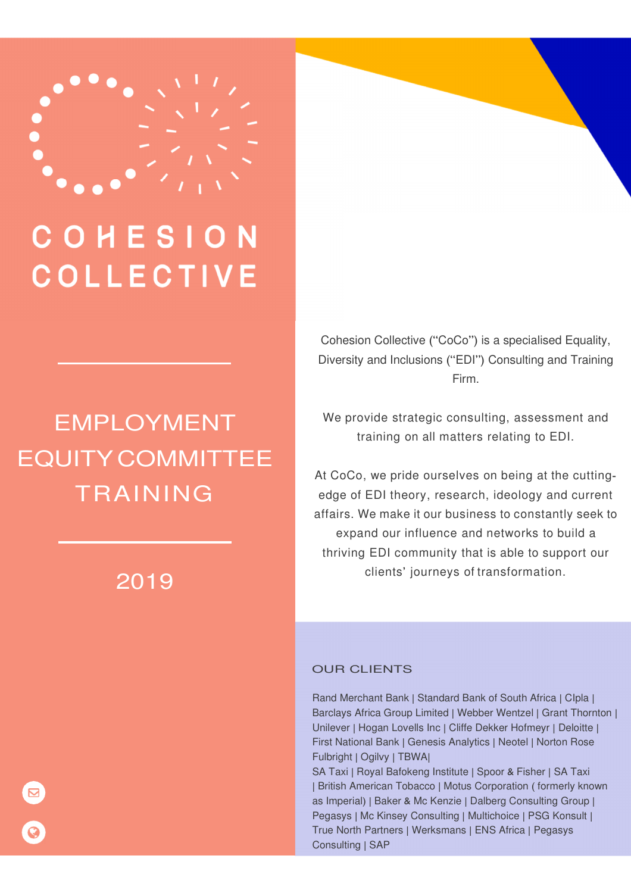# COHESION COLLECTIVE

## EMPLOYMENT EQUITY COMMITTEE TRAINING

2019

Cohesion Collective ("CoCo") is a specialised Equality, Diversity and Inclusions ("EDI") Consulting and Training Firm.

We provide strategic consulting, assessment and training on all matters relating to EDI.

At CoCo, we pride ourselves on being at the cutting-edge of EDI theory, research, ideology and current affairs. We make it our business to constantly seek to expand our influence and networks to build a thriving EDI community that is able to support our clients' journeys of transformation.

### OUR CLIENTS

Rand Merchant Bank | Standard Bank of South Africa | CIpla | Barclays Africa Group Limited | Webber Wentzel | Grant Thornton | Unilever | Hogan Lovells Inc | Cliffe Dekker Hofmeyr | Deloitte | First National Bank | Genesis Analytics | Neotel | Norton Rose Fulbright | Ogilvy | TBWA|
SA Taxi | Royal Bafokeng Institute | Spoor & Fisher | SA Taxi | British American Tobacco | Motus Corporation ( formerly known as Imperial) | Baker & Mc Kenzie | Dalberg Consulting Group | Pegasys | Mc Kinsey Consulting | Multichoice | PSG Konsult | True North Partners | Werksmans | ENS Africa | Pegasys Consulting | SAP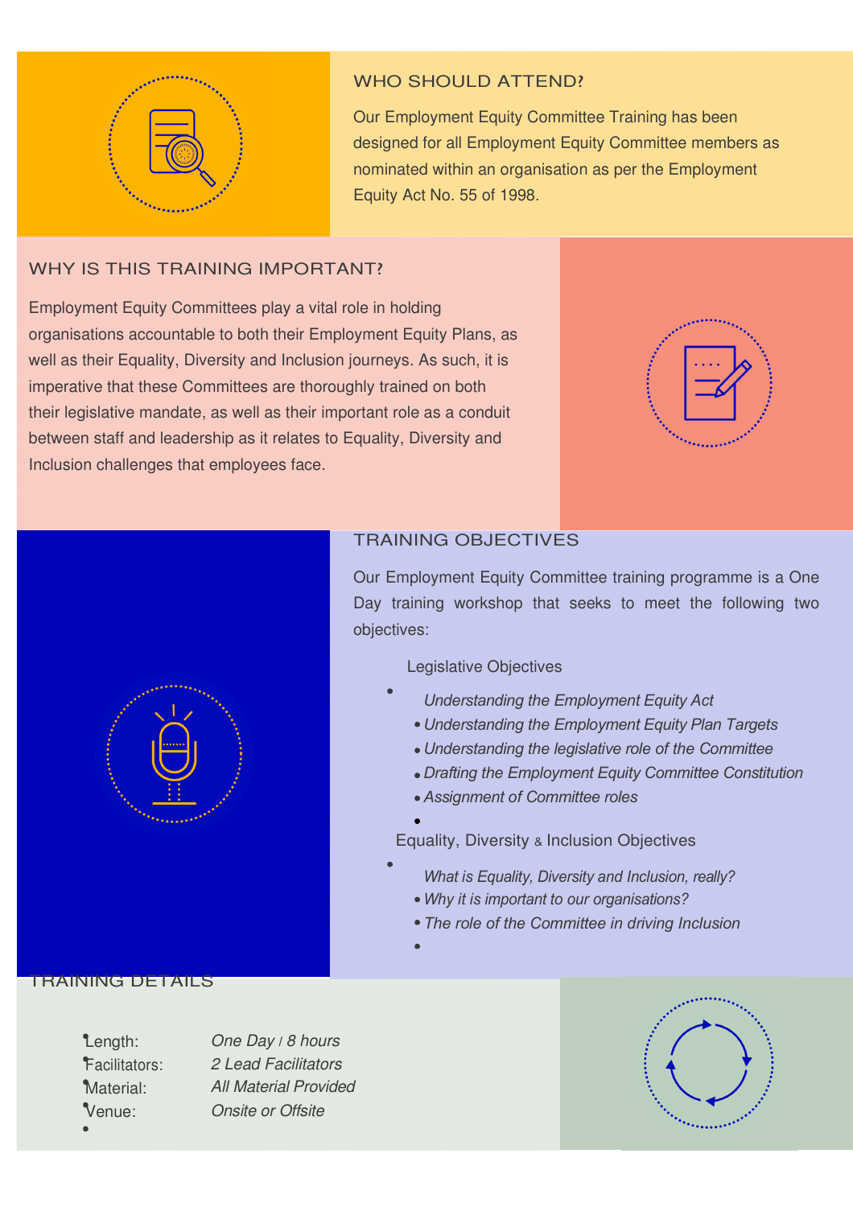## WHO SHOULD ATTEND?

Our Employment Equity Committee Training has been designed for all Employment Equity Committee members as nominated within an organisation as per the Employment Equity Act No. 55 of 1998.

## WHY IS THIS TRAINING IMPORTANT?

Employment Equity Committees play a vital role in holding organisations accountable to both their Employment Equity Plans, as well as their Equality, Diversity and Inclusion journeys. As such, it is imperative that these Committees are thoroughly trained on both their legislative mandate, as well as their important role as a conduit between staff and leadership as it relates to Equality, Diversity and Inclusion challenges that employees face.

## TRAINING OBJECTIVES

Our Employment Equity Committee training programme is a One Day training workshop that seeks to meet the following two objectives:

Legislative Objectives

- *Understanding the Employment Equity Act*
- *Understanding the Employment Equity Plan Targets*
- *Understanding the legislative role of the Committee*
- *Drafting the Employment Equity Committee Constitution*
- *Assignment of Committee roles*

Equality, Diversity & Inclusion Objectives

- *What is Equality, Diversity and Inclusion, really?*
- *Why it is important to our organisations?*
- *The role of the Committee in driving Inclusion*

## TRAINING DETAILS

- Length: *One Day / 8 hours*
- Facilitators: *2 Lead Facilitators*
- Material: *All Material Provided*
- Venue: *Onsite or Offsite*